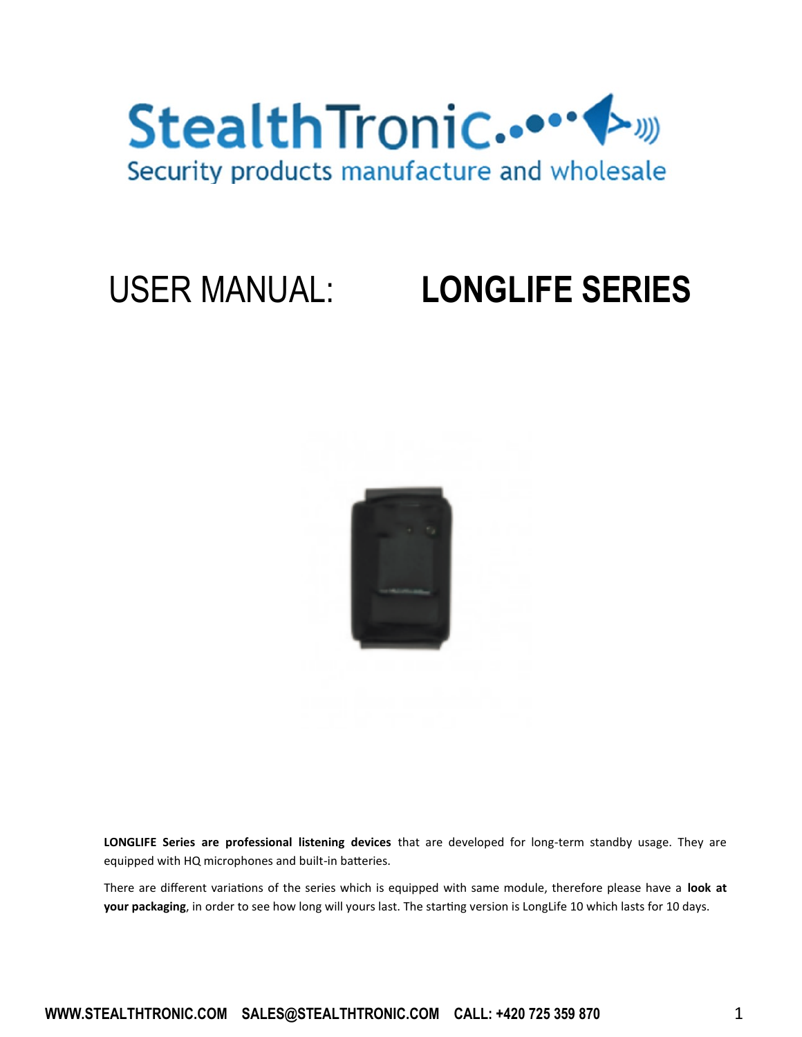StealthTroniC

Security products manufacture and wholesale

# USER MANUAL: **LONGLIFE SERIES**

**LONGLIFE Series are professional listening devices** that are developed for long-term standby usage. They are equipped with HQ microphones and built-in batteries.

There are different variations of the series which is equipped with same module, therefore please have a **look at your packaging**, in order to see how long will yours last. The starting version is LongLife 10 which lasts for 10 days.

WWW.STEALTHTRONIC.COM SALES@STEALTHTRONIC.COM CALL: +420 725 359 870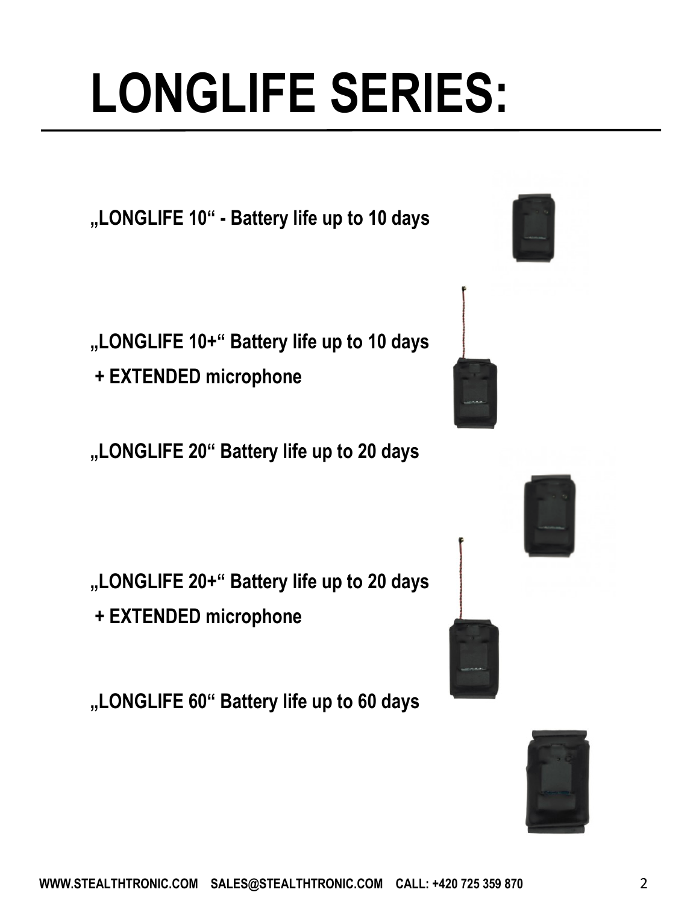# LONGLIFE SERIES:

**„LONGLIFE 10" - Battery life up to 10 days**

**„LONGLIFE 10+" Battery life up to 10 days**
**+ EXTENDED microphone**

**„LONGLIFE 20" Battery life up to 20 days**

**„LONGLIFE 20+" Battery life up to 20 days**
**+ EXTENDED microphone**

**„LONGLIFE 60" Battery life up to 60 days**

**WWW.STEALTHTRONIC.COM SALES@STEALTHTRONIC.COM CALL: +420 725 359 870**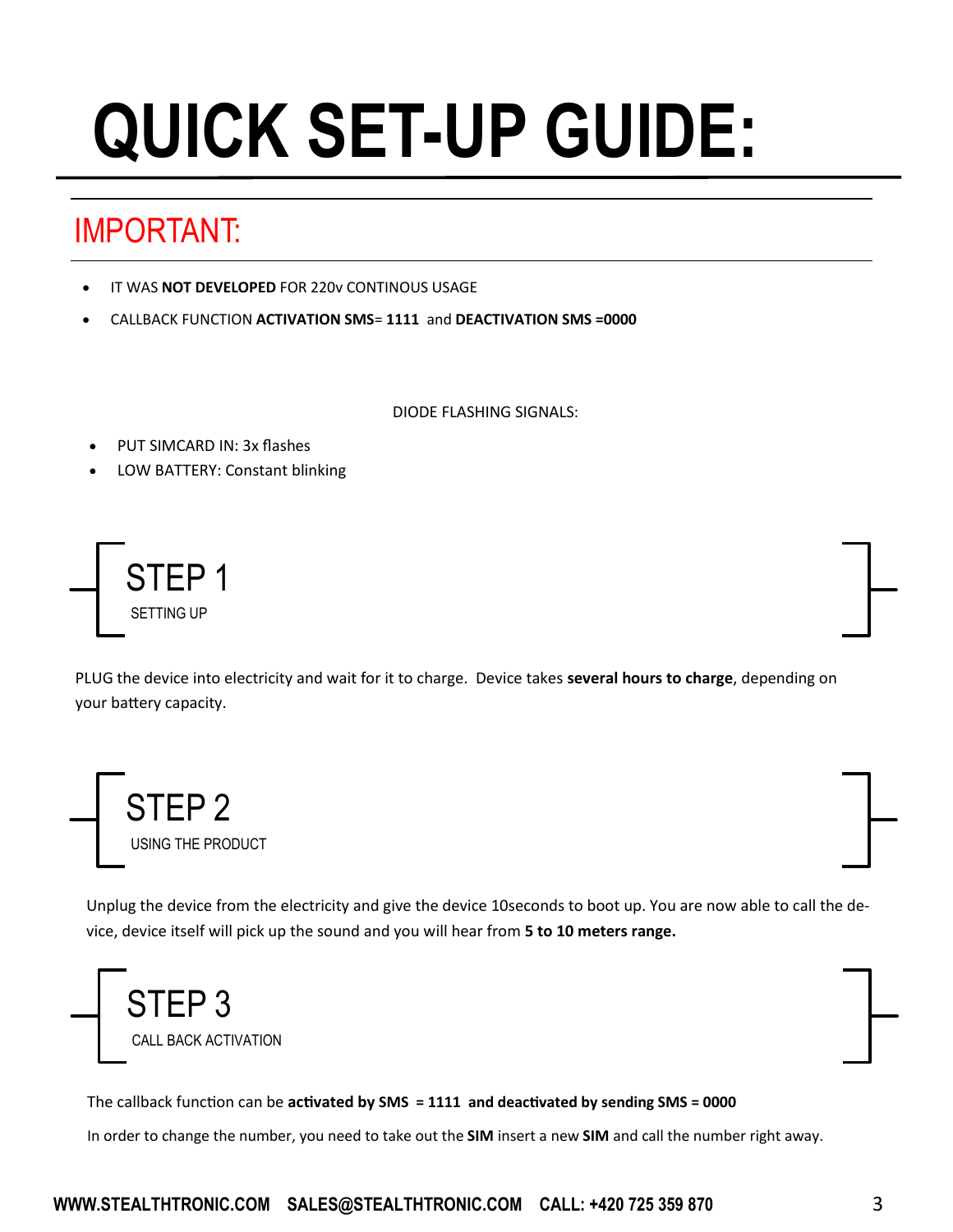# QUICK SET-UP GUIDE:

## IMPORTANT:

- IT WAS **NOT DEVELOPED** FOR 220v CONTINOUS USAGE
- CALLBACK FUNCTION **ACTIVATION SMS**= **1111** and **DEACTIVATION SMS =0000**

DIODE FLASHING SIGNALS:

- PUT SIMCARD IN: 3x flashes
- LOW BATTERY: Constant blinking

## STEP 1

SETTING UP

PLUG the device into electricity and wait for it to charge. Device takes **several hours to charge**, depending on your battery capacity.

## STEP 2

USING THE PRODUCT

Unplug the device from the electricity and give the device 10seconds to boot up. You are now able to call the device, device itself will pick up the sound and you will hear from **5 to 10 meters range.**

## STEP 3

CALL BACK ACTIVATION

The callback function can be **activated by SMS = 1111 and deactivated by sending SMS = 0000**

In order to change the number, you need to take out the **SIM** insert a new **SIM** and call the number right away.

**WWW.STEALTHTRONIC.COM SALES@STEALTHTRONIC.COM CALL: +420 725 359 870**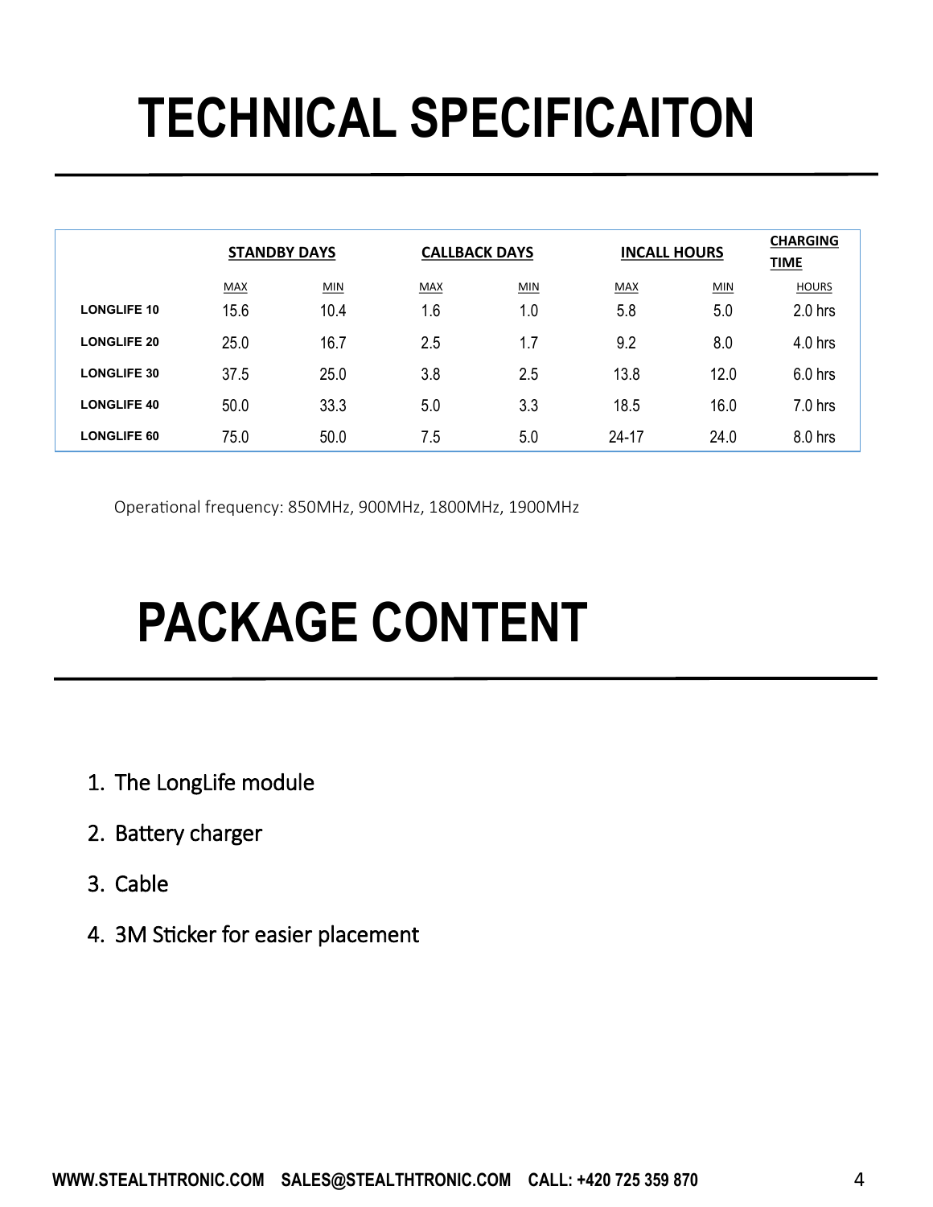# TECHNICAL SPECIFICAITON

| | STANDBY DAYS | | CALLBACK DAYS | | INCALL HOURS | | CHARGING TIME |
|---|---|---|---|---|---|---|---|
| | MAX | MIN | MAX | MIN | MAX | MIN | HOURS |
| **LONGLIFE 10** | 15.6 | 10.4 | 1.6 | 1.0 | 5.8 | 5.0 | 2.0 hrs |
| **LONGLIFE 20** | 25.0 | 16.7 | 2.5 | 1.7 | 9.2 | 8.0 | 4.0 hrs |
| **LONGLIFE 30** | 37.5 | 25.0 | 3.8 | 2.5 | 13.8 | 12.0 | 6.0 hrs |
| **LONGLIFE 40** | 50.0 | 33.3 | 5.0 | 3.3 | 18.5 | 16.0 | 7.0 hrs |
| **LONGLIFE 60** | 75.0 | 50.0 | 7.5 | 5.0 | 24-17 | 24.0 | 8.0 hrs |

Operational frequency: 850MHz, 900MHz, 1800MHz, 1900MHz

# PACKAGE CONTENT

1. The LongLife module
2. Battery charger
3. Cable
4. 3M Sticker for easier placement

WWW.STEALTHTRONIC.COM SALES@STEALTHTRONIC.COM CALL: +420 725 359 870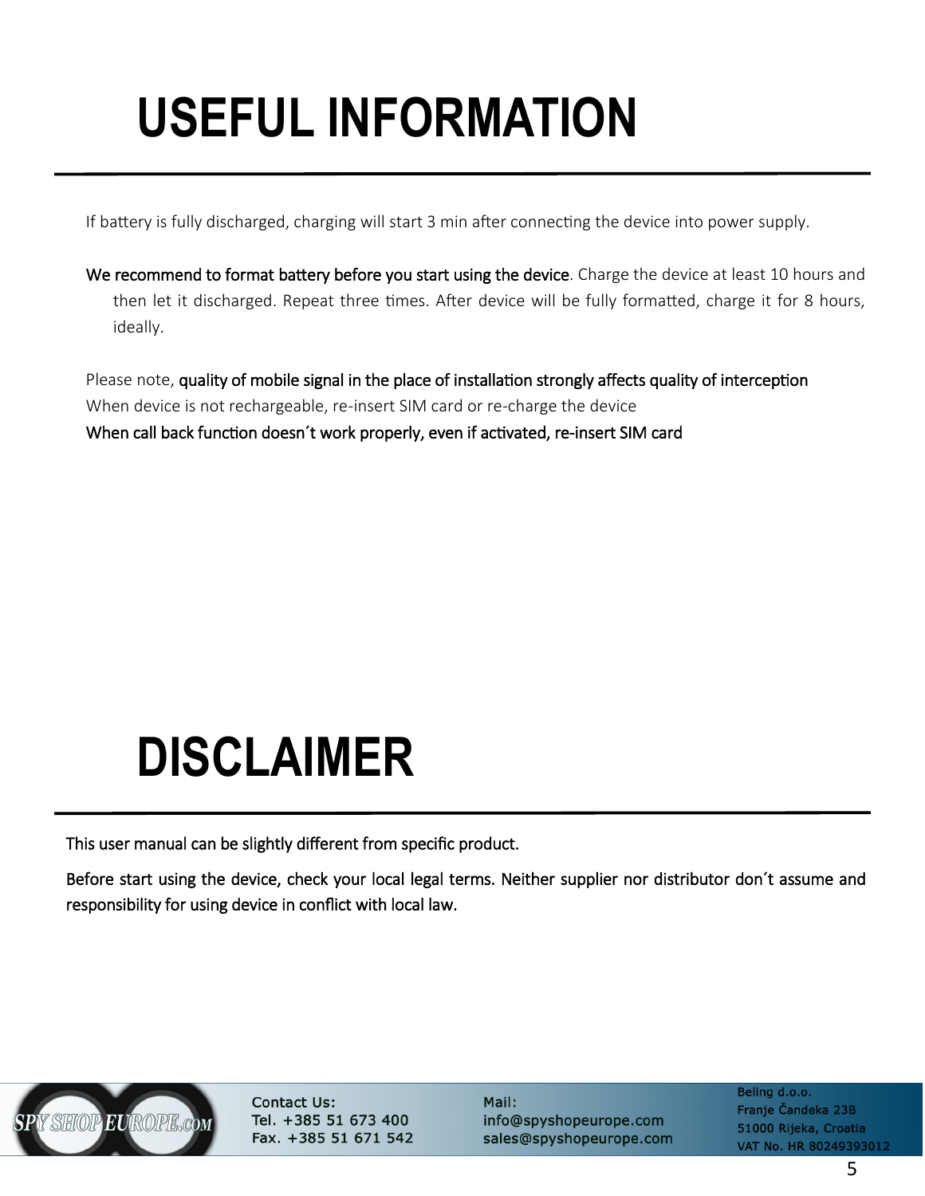# USEFUL INFORMATION

If battery is fully discharged, charging will start 3 min after connecting the device into power supply.

**We recommend to format battery before you start using the device**. Charge the device at least 10 hours and then let it discharged. Repeat three times. After device will be fully formatted, charge it for 8 hours, ideally.

Please note, **quality of mobile signal in the place of installation strongly affects quality of interception**
When device is not rechargeable, re-insert SIM card or re-charge the device
**When call back function doesn´t work properly, even if activated, re-insert SIM card**

# DISCLAIMER

**This user manual can be slightly different from specific product.**

**Before start using the device, check your local legal terms. Neither supplier nor distributor don´t assume and responsibility for using device in conflict with local law.**